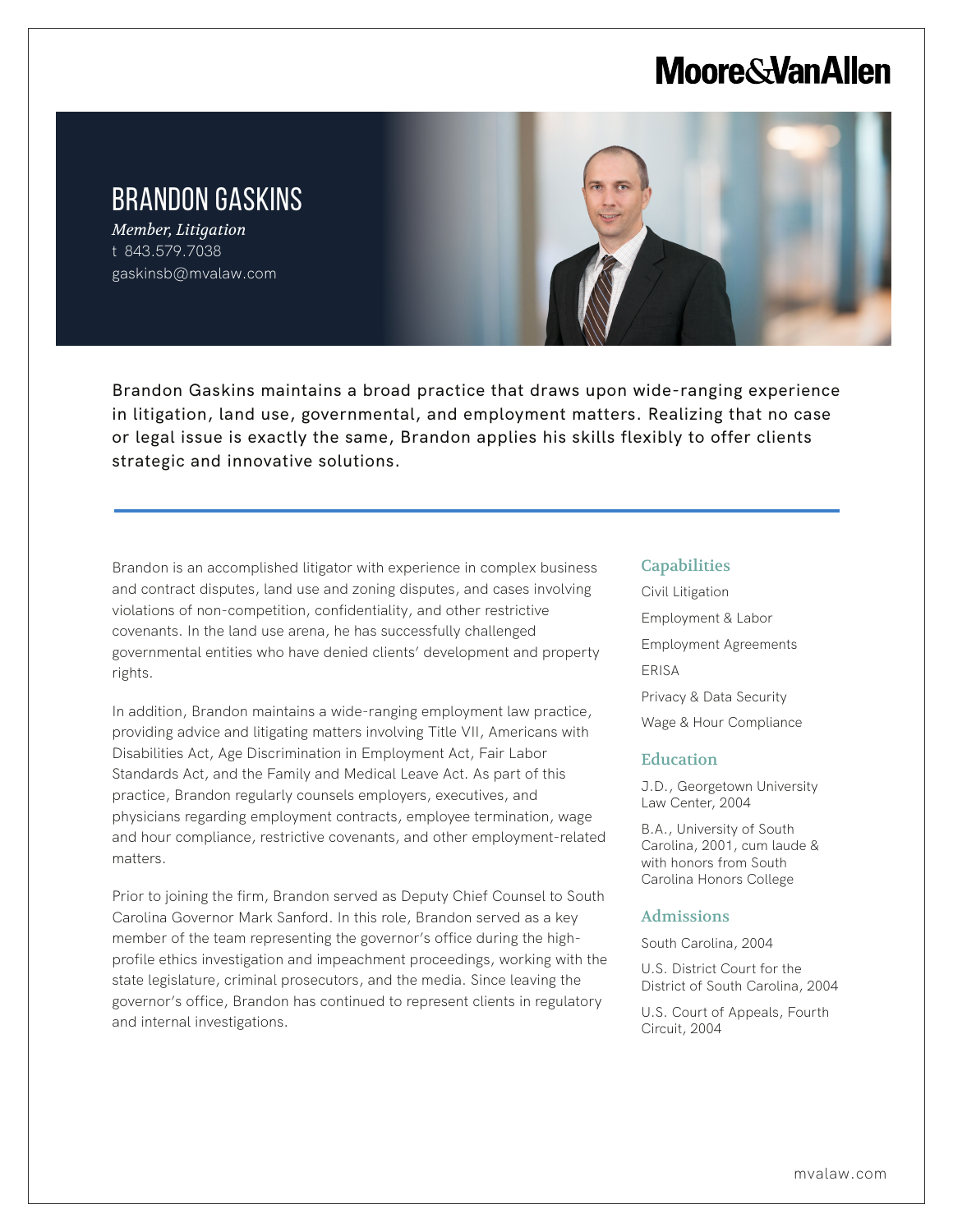Moore&VanAllen

# BRANDON GASKINS

*Member, Litigation*

t 843.579.7038

gaskinsb@mvalaw.com

Brandon Gaskins maintains a broad practice that draws upon wide-ranging experience in litigation, land use, governmental, and employment matters. Realizing that no case or legal issue is exactly the same, Brandon applies his skills flexibly to offer clients strategic and innovative solutions.

Brandon is an accomplished litigator with experience in complex business and contract disputes, land use and zoning disputes, and cases involving violations of non-competition, confidentiality, and other restrictive covenants. In the land use arena, he has successfully challenged governmental entities who have denied clients' development and property rights.

In addition, Brandon maintains a wide-ranging employment law practice, providing advice and litigating matters involving Title VII, Americans with Disabilities Act, Age Discrimination in Employment Act, Fair Labor Standards Act, and the Family and Medical Leave Act. As part of this practice, Brandon regularly counsels employers, executives, and physicians regarding employment contracts, employee termination, wage and hour compliance, restrictive covenants, and other employment-related matters.

Prior to joining the firm, Brandon served as Deputy Chief Counsel to South Carolina Governor Mark Sanford. In this role, Brandon served as a key member of the team representing the governor's office during the high-profile ethics investigation and impeachment proceedings, working with the state legislature, criminal prosecutors, and the media. Since leaving the governor's office, Brandon has continued to represent clients in regulatory and internal investigations.

## Capabilities

Civil Litigation

Employment & Labor

Employment Agreements

ERISA

Privacy & Data Security

Wage & Hour Compliance

## Education

J.D., Georgetown University Law Center, 2004

B.A., University of South Carolina, 2001, cum laude & with honors from South Carolina Honors College

## Admissions

South Carolina, 2004

U.S. District Court for the District of South Carolina, 2004

U.S. Court of Appeals, Fourth Circuit, 2004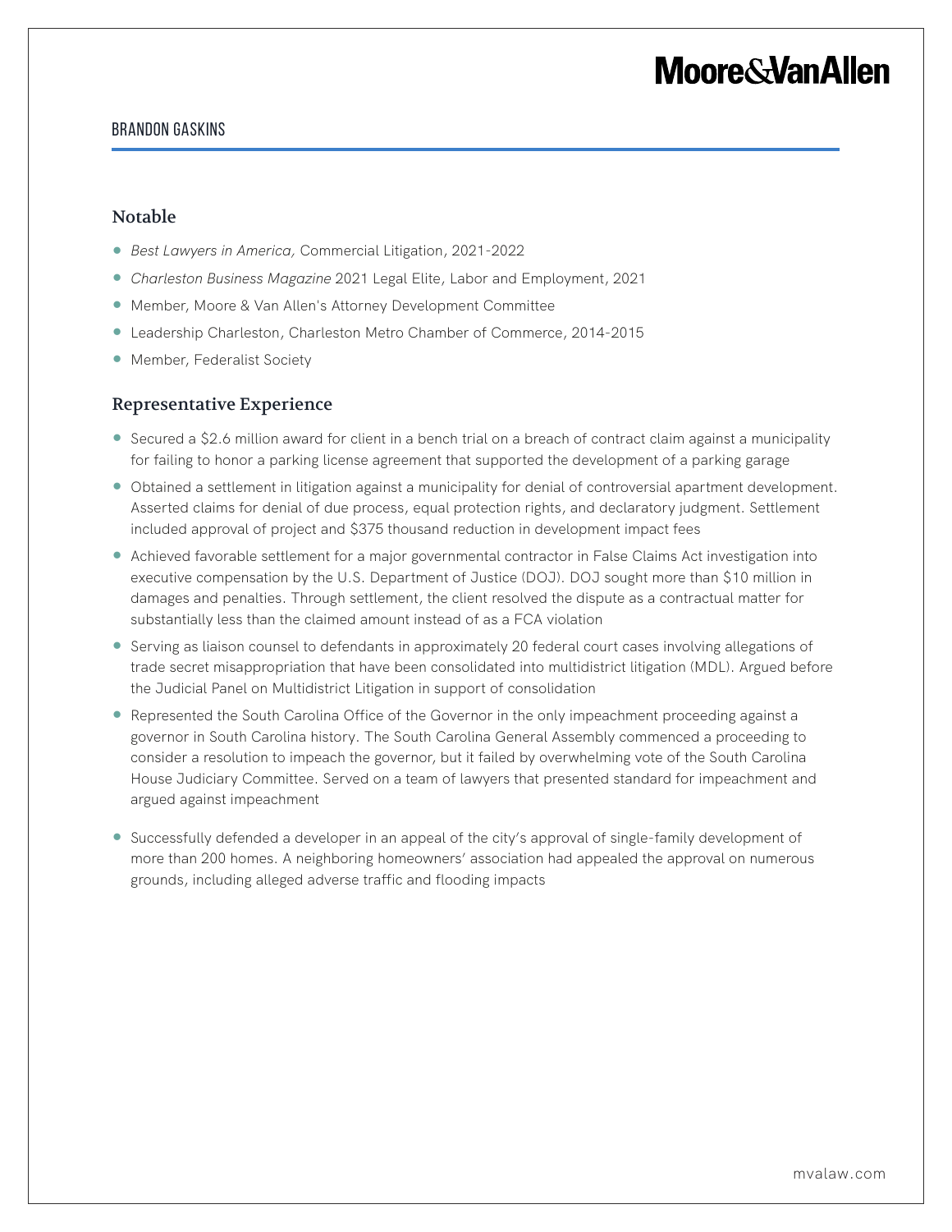## Notable

- *Best Lawyers in America,* Commercial Litigation, 2021-2022
- *Charleston Business Magazine* 2021 Legal Elite, Labor and Employment, 2021
- Member, Moore & Van Allen's Attorney Development Committee
- Leadership Charleston, Charleston Metro Chamber of Commerce, 2014-2015
- Member, Federalist Society

## Representative Experience

- Secured a $2.6 million award for client in a bench trial on a breach of contract claim against a municipality for failing to honor a parking license agreement that supported the development of a parking garage
- Obtained a settlement in litigation against a municipality for denial of controversial apartment development. Asserted claims for denial of due process, equal protection rights, and declaratory judgment. Settlement included approval of project and $375 thousand reduction in development impact fees
- Achieved favorable settlement for a major governmental contractor in False Claims Act investigation into executive compensation by the U.S. Department of Justice (DOJ). DOJ sought more than $10 million in damages and penalties. Through settlement, the client resolved the dispute as a contractual matter for substantially less than the claimed amount instead of as a FCA violation
- Serving as liaison counsel to defendants in approximately 20 federal court cases involving allegations of trade secret misappropriation that have been consolidated into multidistrict litigation (MDL). Argued before the Judicial Panel on Multidistrict Litigation in support of consolidation
- Represented the South Carolina Office of the Governor in the only impeachment proceeding against a governor in South Carolina history. The South Carolina General Assembly commenced a proceeding to consider a resolution to impeach the governor, but it failed by overwhelming vote of the South Carolina House Judiciary Committee. Served on a team of lawyers that presented standard for impeachment and argued against impeachment
- Successfully defended a developer in an appeal of the city's approval of single-family development of more than 200 homes. A neighboring homeowners' association had appealed the approval on numerous grounds, including alleged adverse traffic and flooding impacts